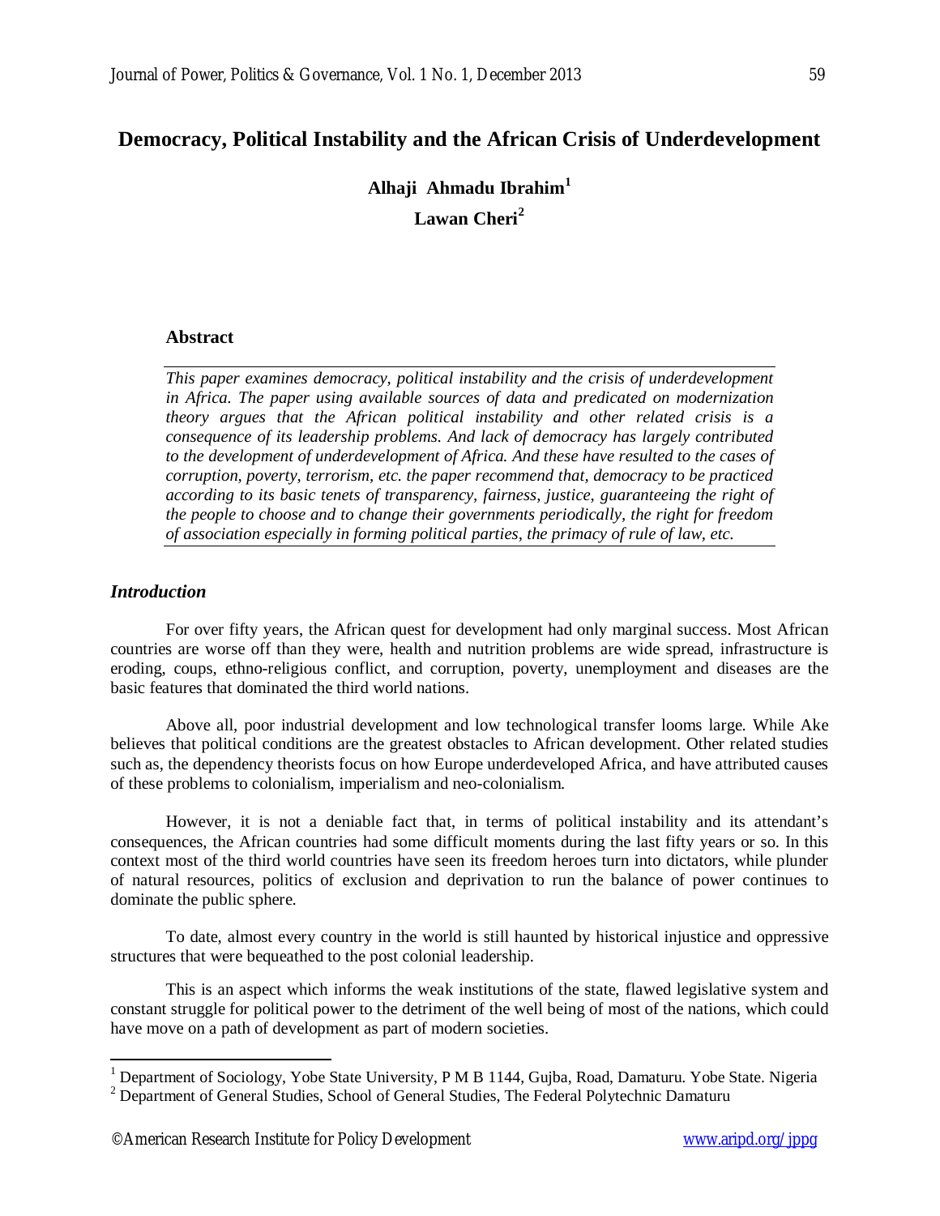# Democracy, Political Instability and the African Crisis of Underdevelopment

**Alhaji Ahmadu Ibrahim**[1]

**Lawan Cheri**[2]

### Abstract

*This paper examines democracy, political instability and the crisis of underdevelopment in Africa. The paper using available sources of data and predicated on modernization theory argues that the African political instability and other related crisis is a consequence of its leadership problems. And lack of democracy has largely contributed to the development of underdevelopment of Africa. And these have resulted to the cases of corruption, poverty, terrorism, etc. the paper recommend that, democracy to be practiced according to its basic tenets of transparency, fairness, justice, guaranteeing the right of the people to choose and to change their governments periodically, the right for freedom of association especially in forming political parties, the primacy of rule of law, etc.*

## *Introduction*

For over fifty years, the African quest for development had only marginal success. Most African countries are worse off than they were, health and nutrition problems are wide spread, infrastructure is eroding, coups, ethno-religious conflict, and corruption, poverty, unemployment and diseases are the basic features that dominated the third world nations.

Above all, poor industrial development and low technological transfer looms large. While Ake believes that political conditions are the greatest obstacles to African development. Other related studies such as, the dependency theorists focus on how Europe underdeveloped Africa, and have attributed causes of these problems to colonialism, imperialism and neo-colonialism.

However, it is not a deniable fact that, in terms of political instability and its attendant's consequences, the African countries had some difficult moments during the last fifty years or so. In this context most of the third world countries have seen its freedom heroes turn into dictators, while plunder of natural resources, politics of exclusion and deprivation to run the balance of power continues to dominate the public sphere.

To date, almost every country in the world is still haunted by historical injustice and oppressive structures that were bequeathed to the post colonial leadership.

This is an aspect which informs the weak institutions of the state, flawed legislative system and constant struggle for political power to the detriment of the well being of most of the nations, which could have move on a path of development as part of modern societies.

---

[1] Department of Sociology, Yobe State University, P M B 1144, Gujba, Road, Damaturu. Yobe State. Nigeria

[2] Department of General Studies, School of General Studies, The Federal Polytechnic Damaturu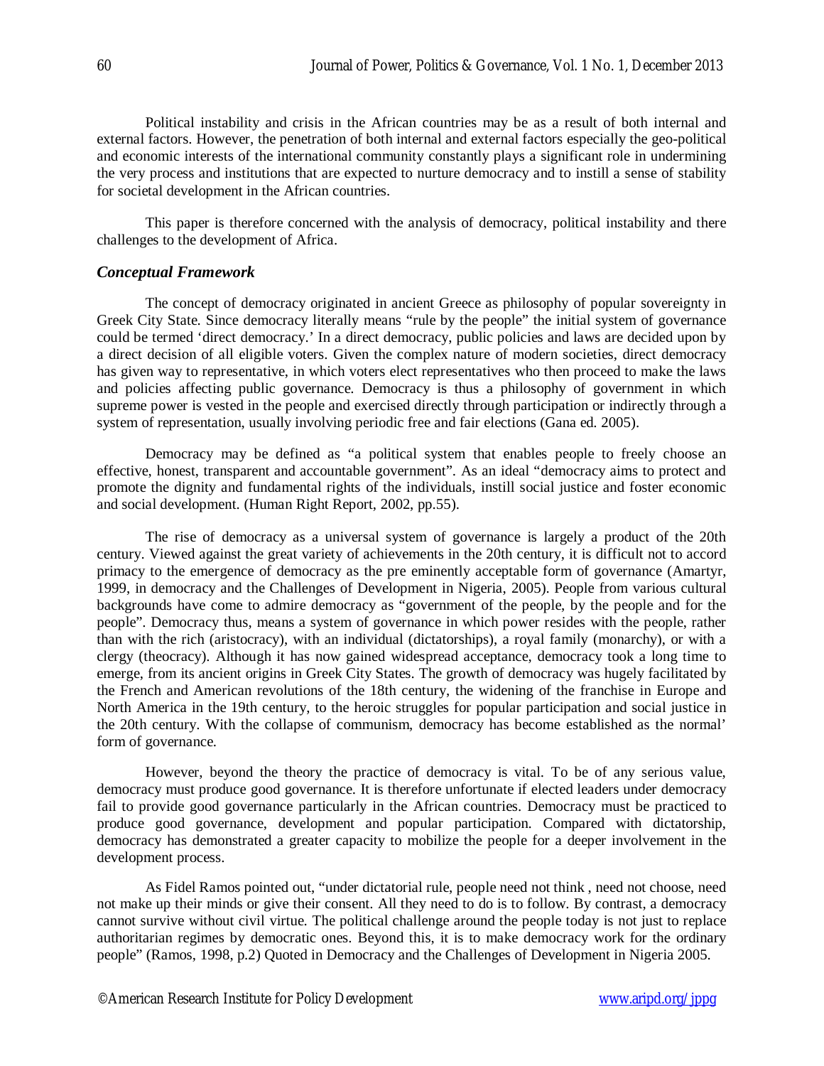Political instability and crisis in the African countries may be as a result of both internal and external factors. However, the penetration of both internal and external factors especially the geo-political and economic interests of the international community constantly plays a significant role in undermining the very process and institutions that are expected to nurture democracy and to instill a sense of stability for societal development in the African countries.

This paper is therefore concerned with the analysis of democracy, political instability and there challenges to the development of Africa.

### *Conceptual Framework*

The concept of democracy originated in ancient Greece as philosophy of popular sovereignty in Greek City State. Since democracy literally means "rule by the people" the initial system of governance could be termed 'direct democracy.' In a direct democracy, public policies and laws are decided upon by a direct decision of all eligible voters. Given the complex nature of modern societies, direct democracy has given way to representative, in which voters elect representatives who then proceed to make the laws and policies affecting public governance. Democracy is thus a philosophy of government in which supreme power is vested in the people and exercised directly through participation or indirectly through a system of representation, usually involving periodic free and fair elections (Gana ed. 2005).

Democracy may be defined as "a political system that enables people to freely choose an effective, honest, transparent and accountable government". As an ideal "democracy aims to protect and promote the dignity and fundamental rights of the individuals, instill social justice and foster economic and social development. (Human Right Report, 2002, pp.55).

The rise of democracy as a universal system of governance is largely a product of the 20th century. Viewed against the great variety of achievements in the 20th century, it is difficult not to accord primacy to the emergence of democracy as the pre eminently acceptable form of governance (Amartyr, 1999, in democracy and the Challenges of Development in Nigeria, 2005). People from various cultural backgrounds have come to admire democracy as "government of the people, by the people and for the people". Democracy thus, means a system of governance in which power resides with the people, rather than with the rich (aristocracy), with an individual (dictatorships), a royal family (monarchy), or with a clergy (theocracy). Although it has now gained widespread acceptance, democracy took a long time to emerge, from its ancient origins in Greek City States. The growth of democracy was hugely facilitated by the French and American revolutions of the 18th century, the widening of the franchise in Europe and North America in the 19th century, to the heroic struggles for popular participation and social justice in the 20th century. With the collapse of communism, democracy has become established as the normal' form of governance.

However, beyond the theory the practice of democracy is vital. To be of any serious value, democracy must produce good governance. It is therefore unfortunate if elected leaders under democracy fail to provide good governance particularly in the African countries. Democracy must be practiced to produce good governance, development and popular participation. Compared with dictatorship, democracy has demonstrated a greater capacity to mobilize the people for a deeper involvement in the development process.

As Fidel Ramos pointed out, "under dictatorial rule, people need not think , need not choose, need not make up their minds or give their consent. All they need to do is to follow. By contrast, a democracy cannot survive without civil virtue. The political challenge around the people today is not just to replace authoritarian regimes by democratic ones. Beyond this, it is to make democracy work for the ordinary people" (Ramos, 1998, p.2) Quoted in Democracy and the Challenges of Development in Nigeria 2005.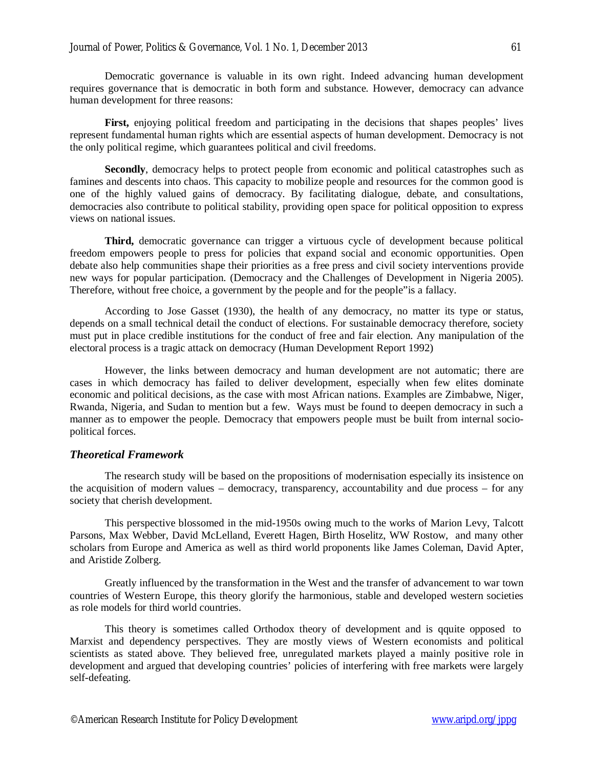Democratic governance is valuable in its own right. Indeed advancing human development requires governance that is democratic in both form and substance. However, democracy can advance human development for three reasons:

**First,** enjoying political freedom and participating in the decisions that shapes peoples' lives represent fundamental human rights which are essential aspects of human development. Democracy is not the only political regime, which guarantees political and civil freedoms.

**Secondly**, democracy helps to protect people from economic and political catastrophes such as famines and descents into chaos. This capacity to mobilize people and resources for the common good is one of the highly valued gains of democracy. By facilitating dialogue, debate, and consultations, democracies also contribute to political stability, providing open space for political opposition to express views on national issues.

**Third,** democratic governance can trigger a virtuous cycle of development because political freedom empowers people to press for policies that expand social and economic opportunities. Open debate also help communities shape their priorities as a free press and civil society interventions provide new ways for popular participation. (Democracy and the Challenges of Development in Nigeria 2005). Therefore, without free choice, a government by the people and for the people"is a fallacy.

According to Jose Gasset (1930), the health of any democracy, no matter its type or status, depends on a small technical detail the conduct of elections. For sustainable democracy therefore, society must put in place credible institutions for the conduct of free and fair election. Any manipulation of the electoral process is a tragic attack on democracy (Human Development Report 1992)

However, the links between democracy and human development are not automatic; there are cases in which democracy has failed to deliver development, especially when few elites dominate economic and political decisions, as the case with most African nations. Examples are Zimbabwe, Niger, Rwanda, Nigeria, and Sudan to mention but a few. Ways must be found to deepen democracy in such a manner as to empower the people. Democracy that empowers people must be built from internal socio-political forces.

### *Theoretical Framework*

The research study will be based on the propositions of modernisation especially its insistence on the acquisition of modern values – democracy, transparency, accountability and due process – for any society that cherish development.

This perspective blossomed in the mid-1950s owing much to the works of Marion Levy, Talcott Parsons, Max Webber, David McLelland, Everett Hagen, Birth Hoselitz, WW Rostow, and many other scholars from Europe and America as well as third world proponents like James Coleman, David Apter, and Aristide Zolberg.

Greatly influenced by the transformation in the West and the transfer of advancement to war town countries of Western Europe, this theory glorify the harmonious, stable and developed western societies as role models for third world countries.

This theory is sometimes called Orthodox theory of development and is qquite opposed to Marxist and dependency perspectives. They are mostly views of Western economists and political scientists as stated above. They believed free, unregulated markets played a mainly positive role in development and argued that developing countries' policies of interfering with free markets were largely self-defeating.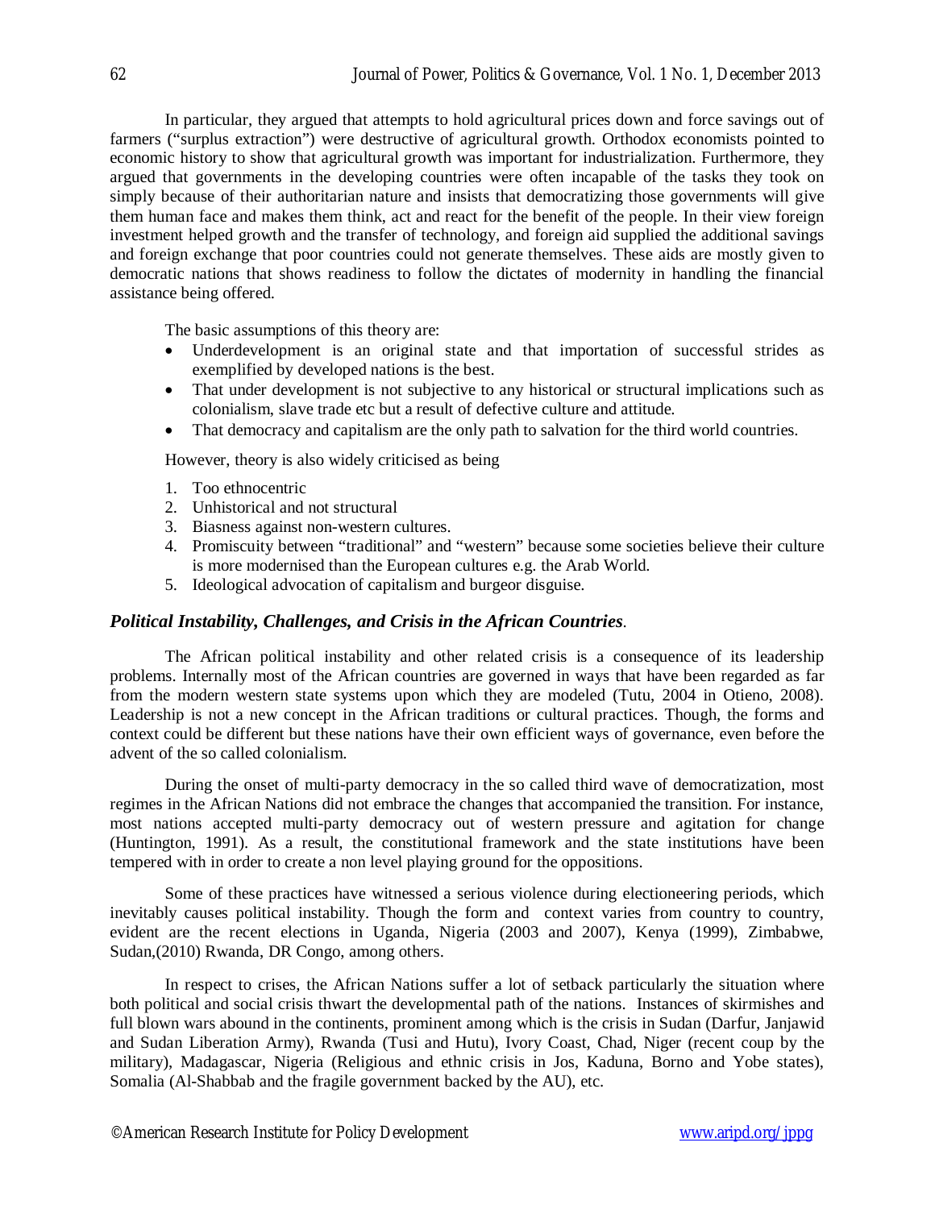In particular, they argued that attempts to hold agricultural prices down and force savings out of farmers ("surplus extraction") were destructive of agricultural growth. Orthodox economists pointed to economic history to show that agricultural growth was important for industrialization. Furthermore, they argued that governments in the developing countries were often incapable of the tasks they took on simply because of their authoritarian nature and insists that democratizing those governments will give them human face and makes them think, act and react for the benefit of the people. In their view foreign investment helped growth and the transfer of technology, and foreign aid supplied the additional savings and foreign exchange that poor countries could not generate themselves. These aids are mostly given to democratic nations that shows readiness to follow the dictates of modernity in handling the financial assistance being offered.

The basic assumptions of this theory are:

- Underdevelopment is an original state and that importation of successful strides as exemplified by developed nations is the best.
- That under development is not subjective to any historical or structural implications such as colonialism, slave trade etc but a result of defective culture and attitude.
- That democracy and capitalism are the only path to salvation for the third world countries.

However, theory is also widely criticised as being

1. Too ethnocentric
2. Unhistorical and not structural
3. Biasness against non-western cultures.
4. Promiscuity between "traditional" and "western" because some societies believe their culture is more modernised than the European cultures e.g. the Arab World.
5. Ideological advocation of capitalism and burgeor disguise.

## *Political Instability, Challenges, and Crisis in the African Countries.*

The African political instability and other related crisis is a consequence of its leadership problems. Internally most of the African countries are governed in ways that have been regarded as far from the modern western state systems upon which they are modeled (Tutu, 2004 in Otieno, 2008). Leadership is not a new concept in the African traditions or cultural practices. Though, the forms and context could be different but these nations have their own efficient ways of governance, even before the advent of the so called colonialism.

During the onset of multi-party democracy in the so called third wave of democratization, most regimes in the African Nations did not embrace the changes that accompanied the transition. For instance, most nations accepted multi-party democracy out of western pressure and agitation for change (Huntington, 1991). As a result, the constitutional framework and the state institutions have been tempered with in order to create a non level playing ground for the oppositions.

Some of these practices have witnessed a serious violence during electioneering periods, which inevitably causes political instability. Though the form and context varies from country to country, evident are the recent elections in Uganda, Nigeria (2003 and 2007), Kenya (1999), Zimbabwe, Sudan,(2010) Rwanda, DR Congo, among others.

In respect to crises, the African Nations suffer a lot of setback particularly the situation where both political and social crisis thwart the developmental path of the nations. Instances of skirmishes and full blown wars abound in the continents, prominent among which is the crisis in Sudan (Darfur, Janjawid and Sudan Liberation Army), Rwanda (Tusi and Hutu), Ivory Coast, Chad, Niger (recent coup by the military), Madagascar, Nigeria (Religious and ethnic crisis in Jos, Kaduna, Borno and Yobe states), Somalia (Al-Shabbab and the fragile government backed by the AU), etc.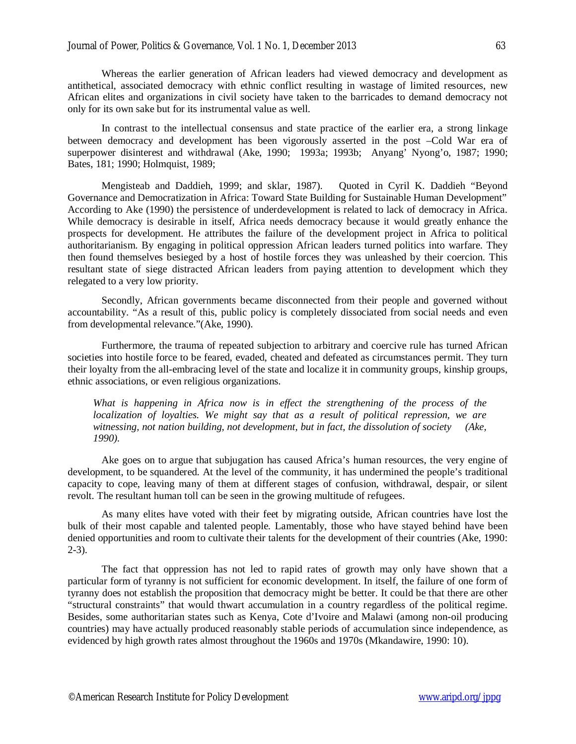Whereas the earlier generation of African leaders had viewed democracy and development as antithetical, associated democracy with ethnic conflict resulting in wastage of limited resources, new African elites and organizations in civil society have taken to the barricades to demand democracy not only for its own sake but for its instrumental value as well.

In contrast to the intellectual consensus and state practice of the earlier era, a strong linkage between democracy and development has been vigorously asserted in the post –Cold War era of superpower disinterest and withdrawal (Ake, 1990; 1993a; 1993b; Anyang' Nyong'o, 1987; 1990; Bates, 181; 1990; Holmquist, 1989;

Mengisteab and Daddieh, 1999; and sklar, 1987). Quoted in Cyril K. Daddieh "Beyond Governance and Democratization in Africa: Toward State Building for Sustainable Human Development" According to Ake (1990) the persistence of underdevelopment is related to lack of democracy in Africa. While democracy is desirable in itself, Africa needs democracy because it would greatly enhance the prospects for development. He attributes the failure of the development project in Africa to political authoritarianism. By engaging in political oppression African leaders turned politics into warfare. They then found themselves besieged by a host of hostile forces they was unleashed by their coercion. This resultant state of siege distracted African leaders from paying attention to development which they relegated to a very low priority.

Secondly, African governments became disconnected from their people and governed without accountability. "As a result of this, public policy is completely dissociated from social needs and even from developmental relevance."(Ake, 1990).

Furthermore, the trauma of repeated subjection to arbitrary and coercive rule has turned African societies into hostile force to be feared, evaded, cheated and defeated as circumstances permit. They turn their loyalty from the all-embracing level of the state and localize it in community groups, kinship groups, ethnic associations, or even religious organizations.

> *What is happening in Africa now is in effect the strengthening of the process of the localization of loyalties. We might say that as a result of political repression, we are witnessing, not nation building, not development, but in fact, the dissolution of society (Ake, 1990).*

Ake goes on to argue that subjugation has caused Africa's human resources, the very engine of development, to be squandered. At the level of the community, it has undermined the people's traditional capacity to cope, leaving many of them at different stages of confusion, withdrawal, despair, or silent revolt. The resultant human toll can be seen in the growing multitude of refugees.

As many elites have voted with their feet by migrating outside, African countries have lost the bulk of their most capable and talented people. Lamentably, those who have stayed behind have been denied opportunities and room to cultivate their talents for the development of their countries (Ake, 1990: 2-3).

The fact that oppression has not led to rapid rates of growth may only have shown that a particular form of tyranny is not sufficient for economic development. In itself, the failure of one form of tyranny does not establish the proposition that democracy might be better. It could be that there are other "structural constraints" that would thwart accumulation in a country regardless of the political regime. Besides, some authoritarian states such as Kenya, Cote d'Ivoire and Malawi (among non-oil producing countries) may have actually produced reasonably stable periods of accumulation since independence, as evidenced by high growth rates almost throughout the 1960s and 1970s (Mkandawire, 1990: 10).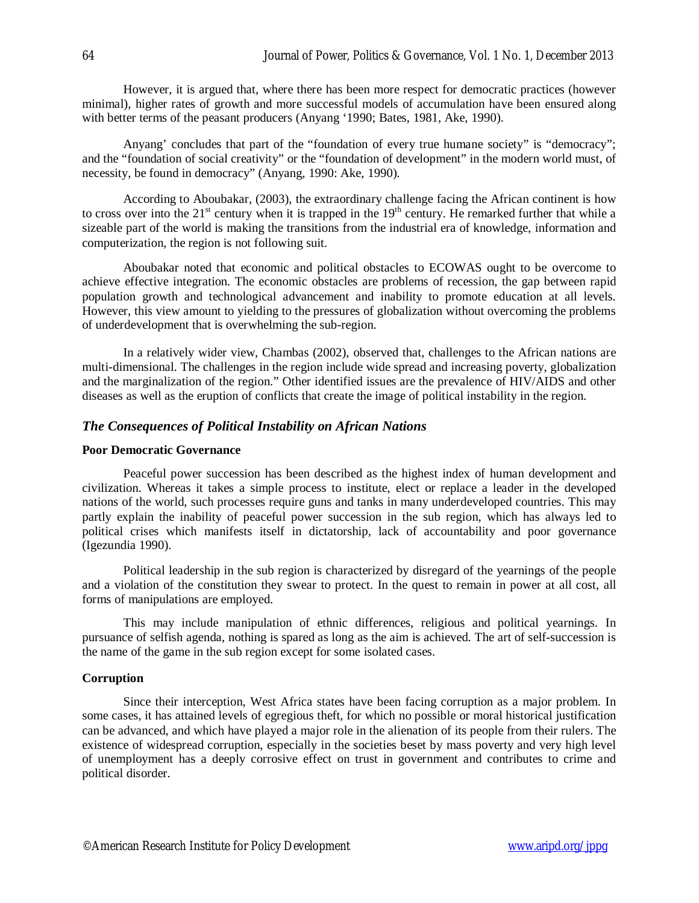However, it is argued that, where there has been more respect for democratic practices (however minimal), higher rates of growth and more successful models of accumulation have been ensured along with better terms of the peasant producers (Anyang '1990; Bates, 1981, Ake, 1990).

Anyang' concludes that part of the "foundation of every true humane society" is "democracy"; and the "foundation of social creativity" or the "foundation of development" in the modern world must, of necessity, be found in democracy" (Anyang, 1990: Ake, 1990).

According to Aboubakar, (2003), the extraordinary challenge facing the African continent is how to cross over into the 21st century when it is trapped in the 19th century. He remarked further that while a sizeable part of the world is making the transitions from the industrial era of knowledge, information and computerization, the region is not following suit.

Aboubakar noted that economic and political obstacles to ECOWAS ought to be overcome to achieve effective integration. The economic obstacles are problems of recession, the gap between rapid population growth and technological advancement and inability to promote education at all levels. However, this view amount to yielding to the pressures of globalization without overcoming the problems of underdevelopment that is overwhelming the sub-region.

In a relatively wider view, Chambas (2002), observed that, challenges to the African nations are multi-dimensional. The challenges in the region include wide spread and increasing poverty, globalization and the marginalization of the region." Other identified issues are the prevalence of HIV/AIDS and other diseases as well as the eruption of conflicts that create the image of political instability in the region.

## *The Consequences of Political Instability on African Nations*

### Poor Democratic Governance

Peaceful power succession has been described as the highest index of human development and civilization. Whereas it takes a simple process to institute, elect or replace a leader in the developed nations of the world, such processes require guns and tanks in many underdeveloped countries. This may partly explain the inability of peaceful power succession in the sub region, which has always led to political crises which manifests itself in dictatorship, lack of accountability and poor governance (Igezundia 1990).

Political leadership in the sub region is characterized by disregard of the yearnings of the people and a violation of the constitution they swear to protect. In the quest to remain in power at all cost, all forms of manipulations are employed.

This may include manipulation of ethnic differences, religious and political yearnings. In pursuance of selfish agenda, nothing is spared as long as the aim is achieved. The art of self-succession is the name of the game in the sub region except for some isolated cases.

### Corruption

Since their interception, West Africa states have been facing corruption as a major problem. In some cases, it has attained levels of egregious theft, for which no possible or moral historical justification can be advanced, and which have played a major role in the alienation of its people from their rulers. The existence of widespread corruption, especially in the societies beset by mass poverty and very high level of unemployment has a deeply corrosive effect on trust in government and contributes to crime and political disorder.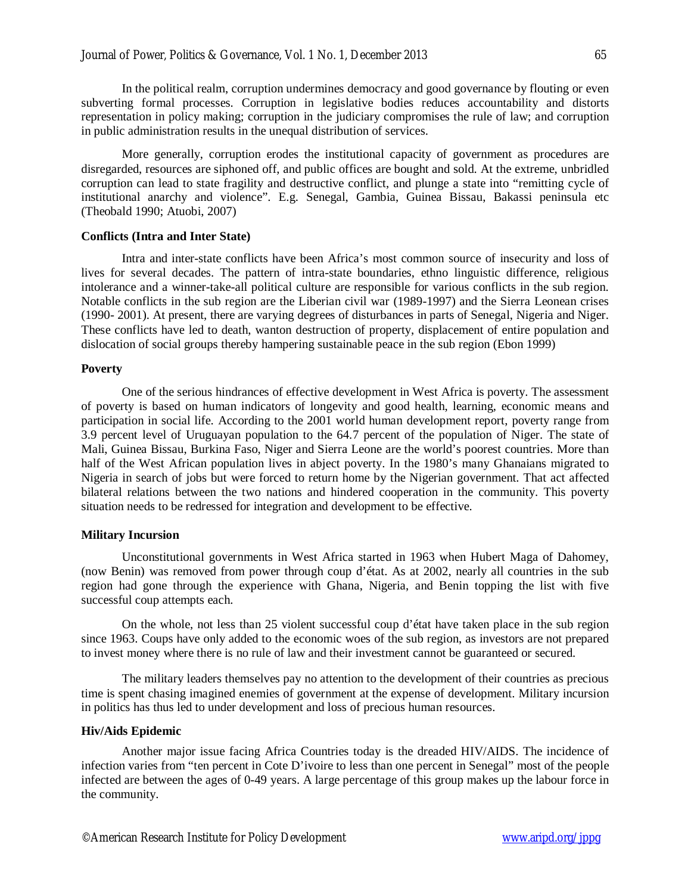In the political realm, corruption undermines democracy and good governance by flouting or even subverting formal processes. Corruption in legislative bodies reduces accountability and distorts representation in policy making; corruption in the judiciary compromises the rule of law; and corruption in public administration results in the unequal distribution of services.

More generally, corruption erodes the institutional capacity of government as procedures are disregarded, resources are siphoned off, and public offices are bought and sold. At the extreme, unbridled corruption can lead to state fragility and destructive conflict, and plunge a state into "remitting cycle of institutional anarchy and violence". E.g. Senegal, Gambia, Guinea Bissau, Bakassi peninsula etc (Theobald 1990; Atuobi, 2007)

**Conflicts (Intra and Inter State)**

Intra and inter-state conflicts have been Africa's most common source of insecurity and loss of lives for several decades. The pattern of intra-state boundaries, ethno linguistic difference, religious intolerance and a winner-take-all political culture are responsible for various conflicts in the sub region. Notable conflicts in the sub region are the Liberian civil war (1989-1997) and the Sierra Leonean crises (1990- 2001). At present, there are varying degrees of disturbances in parts of Senegal, Nigeria and Niger. These conflicts have led to death, wanton destruction of property, displacement of entire population and dislocation of social groups thereby hampering sustainable peace in the sub region (Ebon 1999)

**Poverty**

One of the serious hindrances of effective development in West Africa is poverty. The assessment of poverty is based on human indicators of longevity and good health, learning, economic means and participation in social life. According to the 2001 world human development report, poverty range from 3.9 percent level of Uruguayan population to the 64.7 percent of the population of Niger. The state of Mali, Guinea Bissau, Burkina Faso, Niger and Sierra Leone are the world's poorest countries. More than half of the West African population lives in abject poverty. In the 1980's many Ghanaians migrated to Nigeria in search of jobs but were forced to return home by the Nigerian government. That act affected bilateral relations between the two nations and hindered cooperation in the community. This poverty situation needs to be redressed for integration and development to be effective.

**Military Incursion**

Unconstitutional governments in West Africa started in 1963 when Hubert Maga of Dahomey, (now Benin) was removed from power through coup d'état. As at 2002, nearly all countries in the sub region had gone through the experience with Ghana, Nigeria, and Benin topping the list with five successful coup attempts each.

On the whole, not less than 25 violent successful coup d'état have taken place in the sub region since 1963. Coups have only added to the economic woes of the sub region, as investors are not prepared to invest money where there is no rule of law and their investment cannot be guaranteed or secured.

The military leaders themselves pay no attention to the development of their countries as precious time is spent chasing imagined enemies of government at the expense of development. Military incursion in politics has thus led to under development and loss of precious human resources.

**Hiv/Aids Epidemic**

Another major issue facing Africa Countries today is the dreaded HIV/AIDS. The incidence of infection varies from "ten percent in Cote D'ivoire to less than one percent in Senegal" most of the people infected are between the ages of 0-49 years. A large percentage of this group makes up the labour force in the community.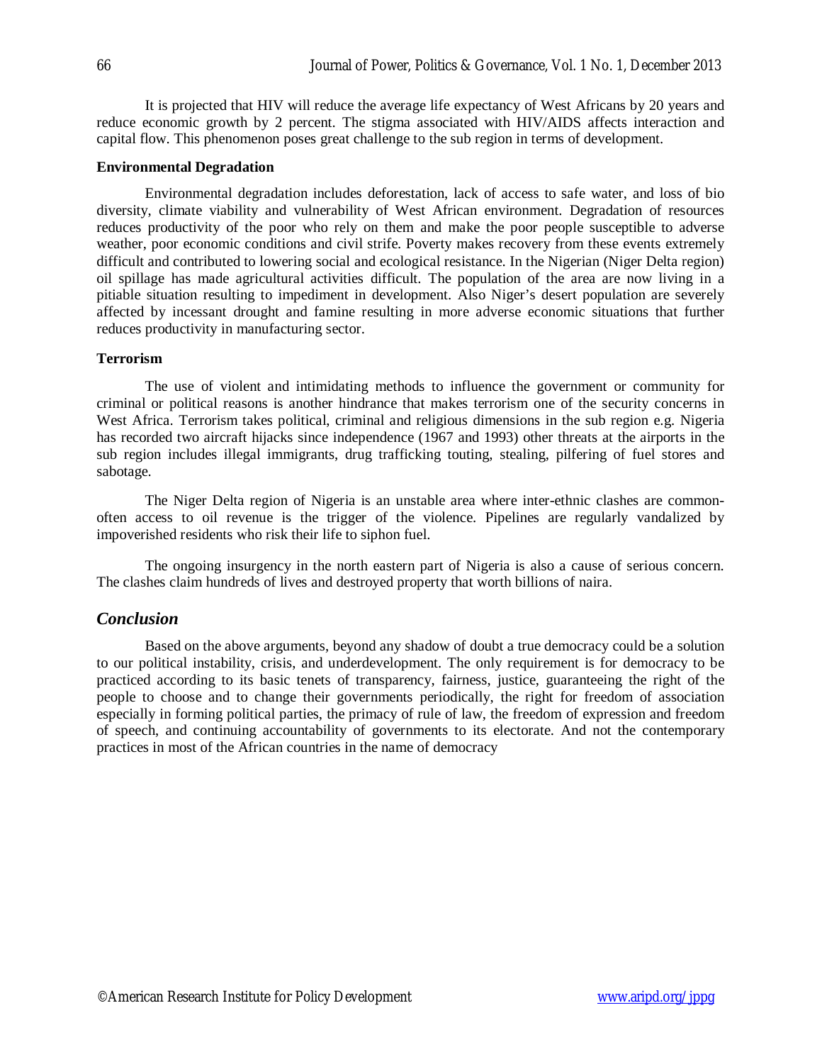It is projected that HIV will reduce the average life expectancy of West Africans by 20 years and reduce economic growth by 2 percent. The stigma associated with HIV/AIDS affects interaction and capital flow. This phenomenon poses great challenge to the sub region in terms of development.

**Environmental Degradation**

Environmental degradation includes deforestation, lack of access to safe water, and loss of bio diversity, climate viability and vulnerability of West African environment. Degradation of resources reduces productivity of the poor who rely on them and make the poor people susceptible to adverse weather, poor economic conditions and civil strife. Poverty makes recovery from these events extremely difficult and contributed to lowering social and ecological resistance. In the Nigerian (Niger Delta region) oil spillage has made agricultural activities difficult. The population of the area are now living in a pitiable situation resulting to impediment in development. Also Niger's desert population are severely affected by incessant drought and famine resulting in more adverse economic situations that further reduces productivity in manufacturing sector.

**Terrorism**

The use of violent and intimidating methods to influence the government or community for criminal or political reasons is another hindrance that makes terrorism one of the security concerns in West Africa. Terrorism takes political, criminal and religious dimensions in the sub region e.g. Nigeria has recorded two aircraft hijacks since independence (1967 and 1993) other threats at the airports in the sub region includes illegal immigrants, drug trafficking touting, stealing, pilfering of fuel stores and sabotage.

The Niger Delta region of Nigeria is an unstable area where inter-ethnic clashes are common-often access to oil revenue is the trigger of the violence. Pipelines are regularly vandalized by impoverished residents who risk their life to siphon fuel.

The ongoing insurgency in the north eastern part of Nigeria is also a cause of serious concern. The clashes claim hundreds of lives and destroyed property that worth billions of naira.

## *Conclusion*

Based on the above arguments, beyond any shadow of doubt a true democracy could be a solution to our political instability, crisis, and underdevelopment. The only requirement is for democracy to be practiced according to its basic tenets of transparency, fairness, justice, guaranteeing the right of the people to choose and to change their governments periodically, the right for freedom of association especially in forming political parties, the primacy of rule of law, the freedom of expression and freedom of speech, and continuing accountability of governments to its electorate. And not the contemporary practices in most of the African countries in the name of democracy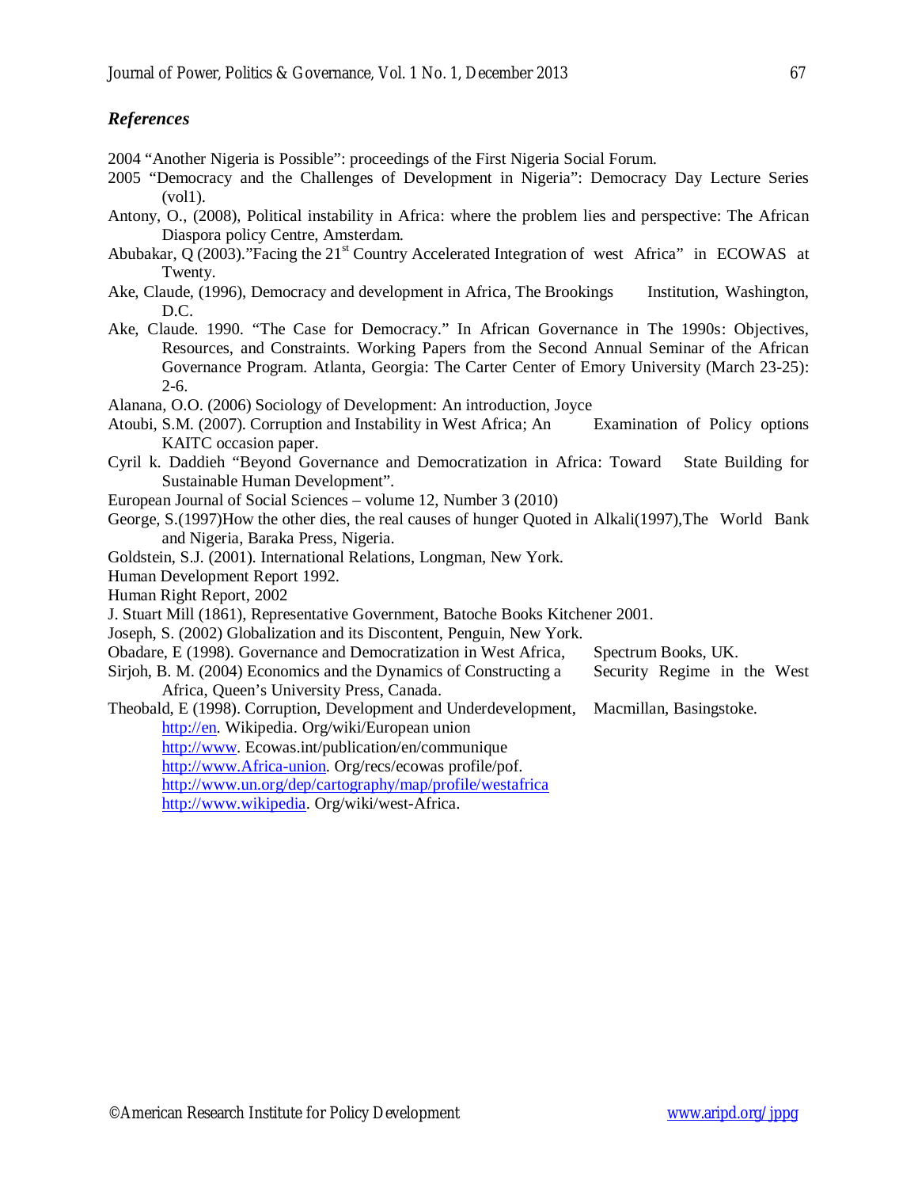### *References*

2004 “Another Nigeria is Possible”: proceedings of the First Nigeria Social Forum.

2005 “Democracy and the Challenges of Development in Nigeria”: Democracy Day Lecture Series (vol1).

Antony, O., (2008), Political instability in Africa: where the problem lies and perspective: The African Diaspora policy Centre, Amsterdam.

Abubakar, Q (2003).”Facing the 21st Country Accelerated Integration of west Africa” in ECOWAS at Twenty.

Ake, Claude, (1996), Democracy and development in Africa, The Brookings Institution, Washington, D.C.

Ake, Claude. 1990. “The Case for Democracy.” In African Governance in The 1990s: Objectives, Resources, and Constraints. Working Papers from the Second Annual Seminar of the African Governance Program. Atlanta, Georgia: The Carter Center of Emory University (March 23-25): 2-6.

Alanana, O.O. (2006) Sociology of Development: An introduction, Joyce

Atoubi, S.M. (2007). Corruption and Instability in West Africa; An Examination of Policy options KAITC occasion paper.

Cyril k. Daddieh “Beyond Governance and Democratization in Africa: Toward State Building for Sustainable Human Development”.

European Journal of Social Sciences – volume 12, Number 3 (2010)

George, S.(1997)How the other dies, the real causes of hunger Quoted in Alkali(1997),The World Bank and Nigeria, Baraka Press, Nigeria.

Goldstein, S.J. (2001). International Relations, Longman, New York.

Human Development Report 1992.

Human Right Report, 2002

J. Stuart Mill (1861), Representative Government, Batoche Books Kitchener 2001.

Joseph, S. (2002) Globalization and its Discontent, Penguin, New York.

Obadare, E (1998). Governance and Democratization in West Africa, Spectrum Books, UK.

Sirjoh, B. M. (2004) Economics and the Dynamics of Constructing a Security Regime in the West Africa, Queen’s University Press, Canada.

Theobald, E (1998). Corruption, Development and Underdevelopment, Macmillan, Basingstoke.

http://en. Wikipedia. Org/wiki/European union

http://www. Ecowas.int/publication/en/communique

http://www.Africa-union. Org/recs/ecowas profile/pof.

http://www.un.org/dep/cartography/map/profile/westafrica

http://www.wikipedia. Org/wiki/west-Africa.